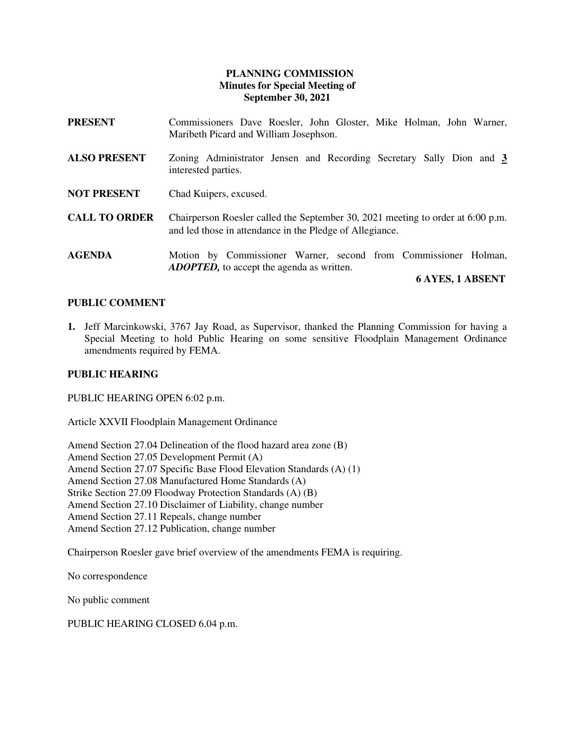# PLANNING COMMISSION
## Minutes for Special Meeting of
## September 30, 2021

**PRESENT** Commissioners Dave Roesler, John Gloster, Mike Holman, John Warner, Maribeth Picard and William Josephson.

**ALSO PRESENT** Zoning Administrator Jensen and Recording Secretary Sally Dion and **3** interested parties.

**NOT PRESENT** Chad Kuipers, excused.

**CALL TO ORDER** Chairperson Roesler called the September 30, 2021 meeting to order at 6:00 p.m. and led those in attendance in the Pledge of Allegiance.

**AGENDA** Motion by Commissioner Warner, second from Commissioner Holman, ***ADOPTED,*** to accept the agenda as written.

**6 AYES, 1 ABSENT**

**PUBLIC COMMENT**

1. Jeff Marcinkowski, 3767 Jay Road, as Supervisor, thanked the Planning Commission for having a Special Meeting to hold Public Hearing on some sensitive Floodplain Management Ordinance amendments required by FEMA.

**PUBLIC HEARING**

PUBLIC HEARING OPEN 6:02 p.m.

Article XXVII Floodplain Management Ordinance

Amend Section 27.04 Delineation of the flood hazard area zone (B)
Amend Section 27.05 Development Permit (A)
Amend Section 27.07 Specific Base Flood Elevation Standards (A) (1)
Amend Section 27.08 Manufactured Home Standards (A)
Strike Section 27.09 Floodway Protection Standards (A) (B)
Amend Section 27.10 Disclaimer of Liability, change number
Amend Section 27.11 Repeals, change number
Amend Section 27.12 Publication, change number

Chairperson Roesler gave brief overview of the amendments FEMA is requiring.

No correspondence

No public comment

PUBLIC HEARING CLOSED 6.04 p.m.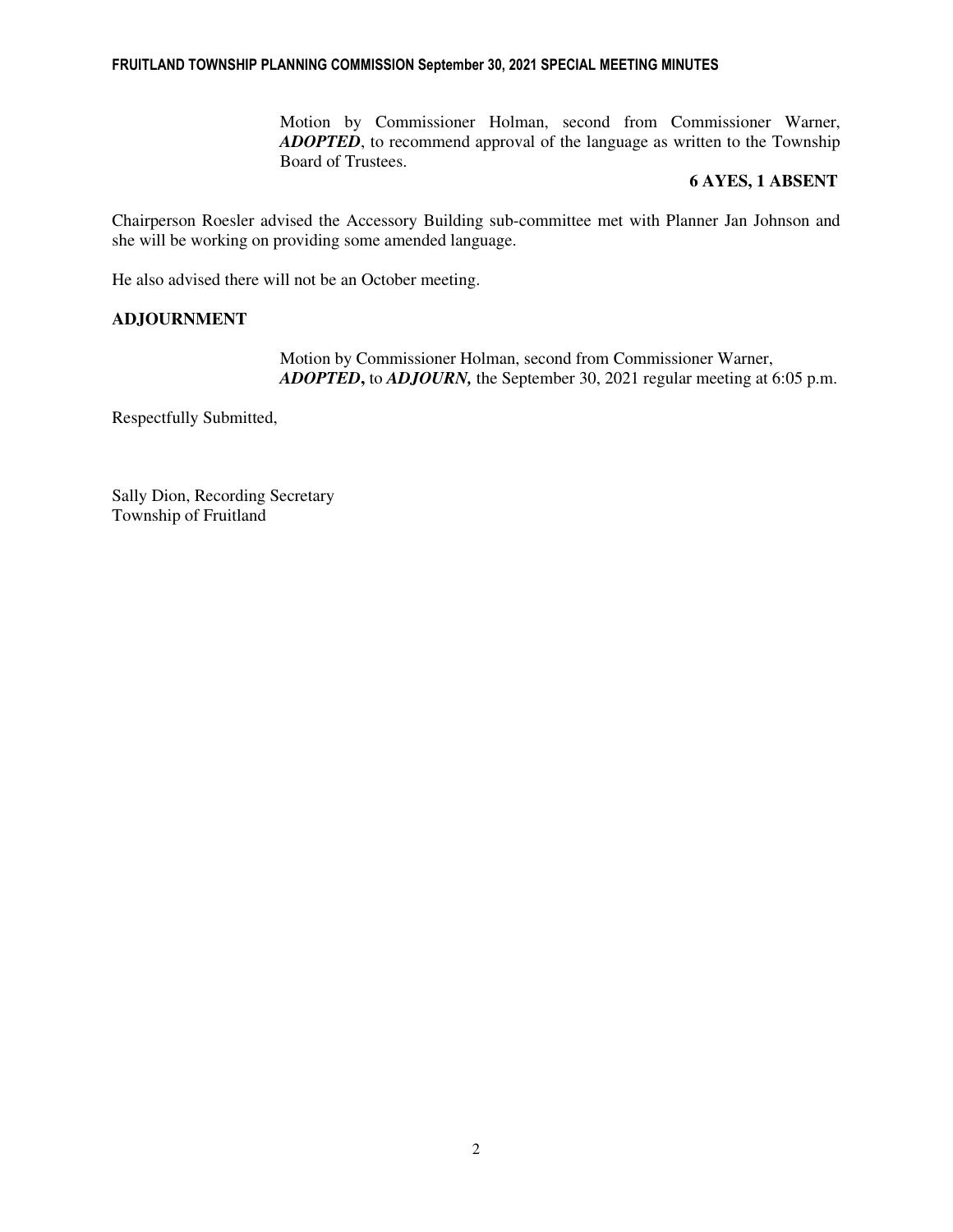Motion by Commissioner Holman, second from Commissioner Warner, ***ADOPTED***, to recommend approval of the language as written to the Township Board of Trustees.

**6 AYES, 1 ABSENT**

Chairperson Roesler advised the Accessory Building sub-committee met with Planner Jan Johnson and she will be working on providing some amended language.

He also advised there will not be an October meeting.

**ADJOURNMENT**

Motion by Commissioner Holman, second from Commissioner Warner, ***ADOPTED*****,** to ***ADJOURN,*** the September 30, 2021 regular meeting at 6:05 p.m.

Respectfully Submitted,

Sally Dion, Recording Secretary
Township of Fruitland